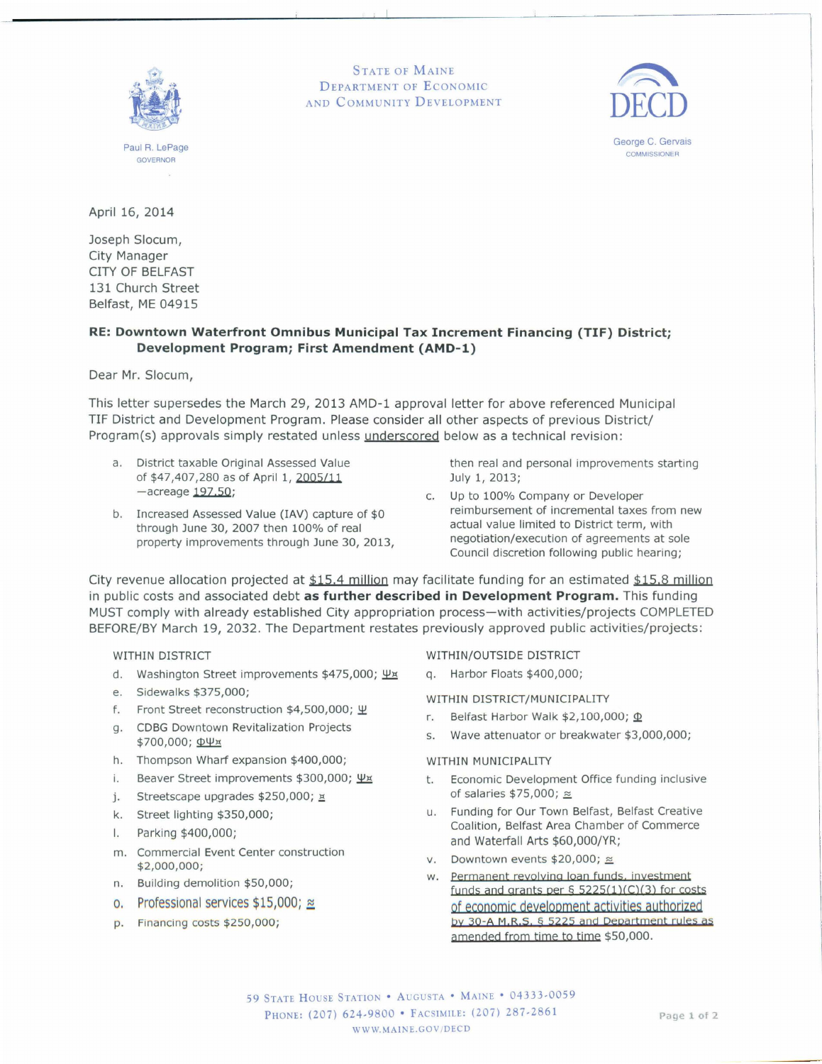STATE OF MAINE
DEPARTMENT OF ECONOMIC
AND COMMUNITY DEVELOPMENT

Paul R. LePage
GOVERNOR

DECD

George C. Gervais
COMMISSIONER

April 16, 2014

Joseph Slocum,
City Manager
CITY OF BELFAST
131 Church Street
Belfast, ME 04915

**RE: Downtown Waterfront Omnibus Municipal Tax Increment Financing (TIF) District; Development Program; First Amendment (AMD-1)**

Dear Mr. Slocum,

This letter supersedes the March 29, 2013 AMD-1 approval letter for above referenced Municipal TIF District and Development Program. Please consider all other aspects of previous District/ Program(s) approvals simply restated unless underscored below as a technical revision:

a. District taxable Original Assessed Value of $47,407,280 as of April 1, 2005/11 —acreage 197.50;

b. Increased Assessed Value (IAV) capture of $0 through June 30, 2007 then 100% of real property improvements through June 30, 2013, then real and personal improvements starting July 1, 2013;

c. Up to 100% Company or Developer reimbursement of incremental taxes from new actual value limited to District term, with negotiation/execution of agreements at sole Council discretion following public hearing;

City revenue allocation projected at $15.4 million may facilitate funding for an estimated $15.8 million in public costs and associated debt **as further described in Development Program.** This funding MUST comply with already established City appropriation process—with activities/projects COMPLETED BEFORE/BY March 19, 2032. The Department restates previously approved public activities/projects:

WITHIN DISTRICT

d. Washington Street improvements $475,000; Ψ¤
e. Sidewalks $375,000;
f. Front Street reconstruction $4,500,000; Ψ
g. CDBG Downtown Revitalization Projects $700,000; ΦΨ¤
h. Thompson Wharf expansion $400,000;
i. Beaver Street improvements $300,000; Ψ¤
j. Streetscape upgrades $250,000; ¤
k. Street lighting $350,000;
l. Parking $400,000;
m. Commercial Event Center construction $2,000,000;
n. Building demolition $50,000;
o. Professional services $15,000; ≊
p. Financing costs $250,000;

WITHIN/OUTSIDE DISTRICT

q. Harbor Floats $400,000;

WITHIN DISTRICT/MUNICIPALITY

r. Belfast Harbor Walk $2,100,000; Φ
s. Wave attenuator or breakwater $3,000,000;

WITHIN MUNICIPALITY

t. Economic Development Office funding inclusive of salaries $75,000; ≊
u. Funding for Our Town Belfast, Belfast Creative Coalition, Belfast Area Chamber of Commerce and Waterfall Arts $60,000/YR;
v. Downtown events $20,000; ≊
w. Permanent revolving loan funds, investment funds and grants per § 5225(1)(C)(3) for costs of economic development activities authorized by 30-A M.R.S. § 5225 and Department rules as amended from time to time $50,000.

59 STATE HOUSE STATION • AUGUSTA • MAINE • 04333-0059
PHONE: (207) 624-9800 • FACSIMILE: (207) 287-2861
WWW.MAINE.GOV/DECD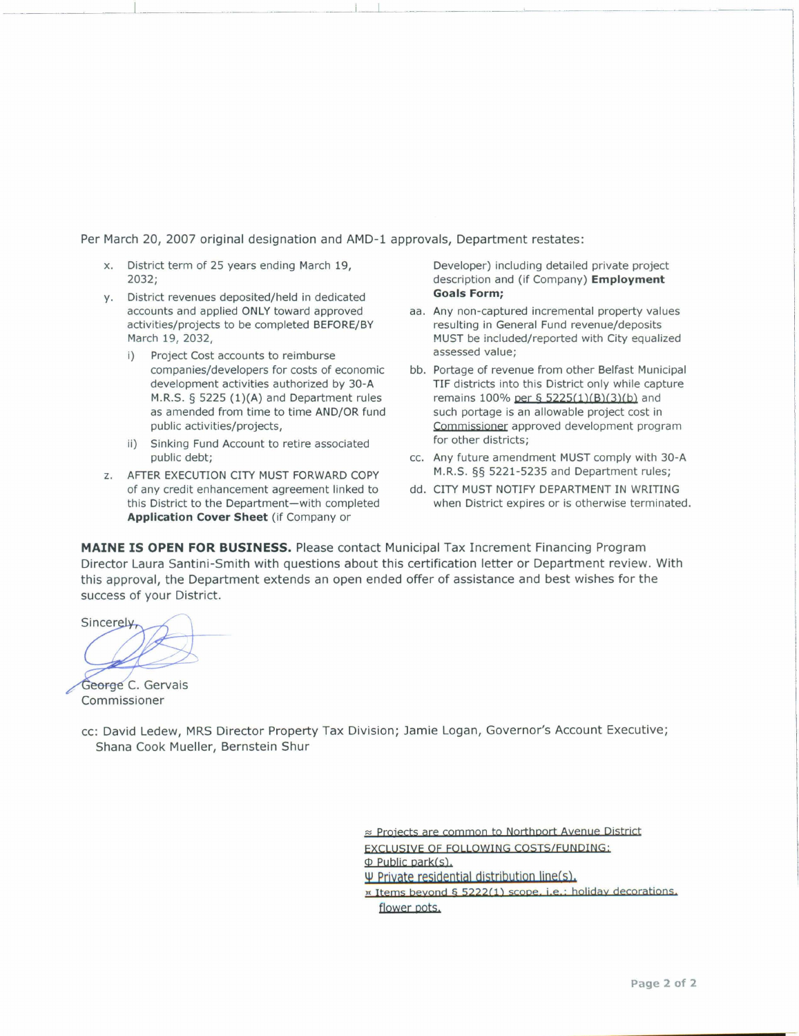Per March 20, 2007 original designation and AMD-1 approvals, Department restates:

x. District term of 25 years ending March 19, 2032;

y. District revenues deposited/held in dedicated accounts and applied ONLY toward approved activities/projects to be completed BEFORE/BY March 19, 2032,

   i) Project Cost accounts to reimburse companies/developers for costs of economic development activities authorized by 30-A M.R.S. § 5225 (1)(A) and Department rules as amended from time to time AND/OR fund public activities/projects,

   ii) Sinking Fund Account to retire associated public debt;

z. AFTER EXECUTION CITY MUST FORWARD COPY of any credit enhancement agreement linked to this District to the Department—with completed **Application Cover Sheet** (if Company or Developer) including detailed private project description and (if Company) **Employment Goals Form;**

aa. Any non-captured incremental property values resulting in General Fund revenue/deposits MUST be included/reported with City equalized assessed value;

bb. Portage of revenue from other Belfast Municipal TIF districts into this District only while capture remains 100% per § 5225(1)(B)(3)(b) and such portage is an allowable project cost in Commissioner approved development program for other districts;

cc. Any future amendment MUST comply with 30-A M.R.S. §§ 5221-5235 and Department rules;

dd. CITY MUST NOTIFY DEPARTMENT IN WRITING when District expires or is otherwise terminated.

**MAINE IS OPEN FOR BUSINESS.** Please contact Municipal Tax Increment Financing Program Director Laura Santini-Smith with questions about this certification letter or Department review. With this approval, the Department extends an open ended offer of assistance and best wishes for the success of your District.

Sincerely,

George C. Gervais
Commissioner

cc: David Ledew, MRS Director Property Tax Division; Jamie Logan, Governor's Account Executive; Shana Cook Mueller, Bernstein Shur

≈ Projects are common to Northport Avenue District
EXCLUSIVE OF FOLLOWING COSTS/FUNDING:
Φ Public park(s).
Ψ Private residential distribution line(s).
¤ Items beyond § 5222(1) scope, i.e.: holiday decorations, flower pots.